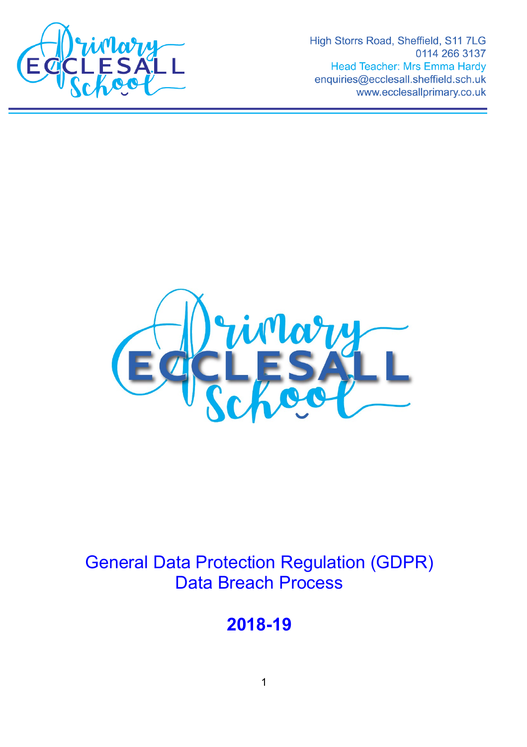High Storrs Road, Sheffield, S11 7LG
0114 266 3137
Head Teacher: Mrs Emma Hardy
enquiries@ecclesall.sheffield.sch.uk
www.ecclesallprimary.co.uk

# General Data Protection Regulation (GDPR) Data Breach Process

## 2018-19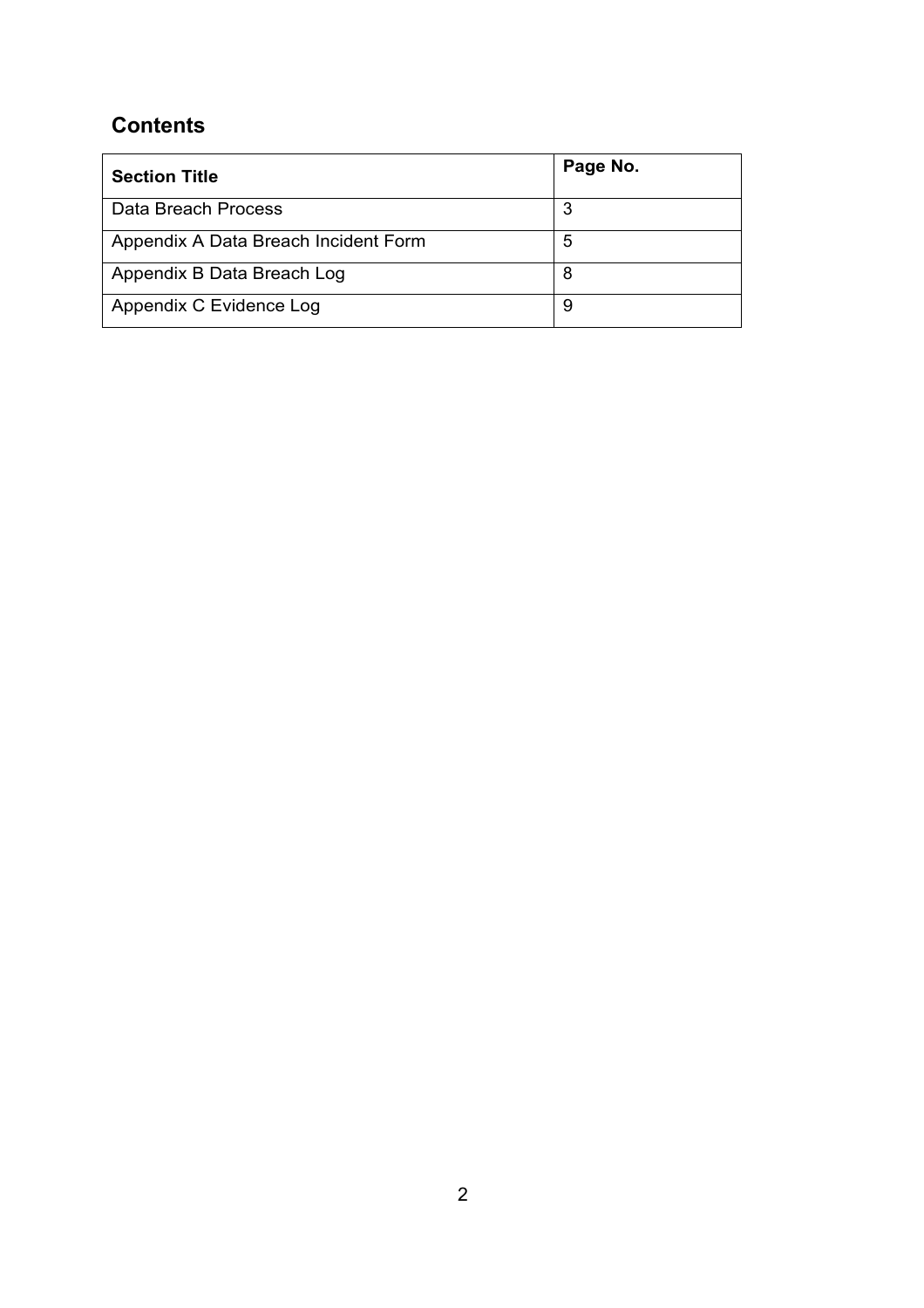## Contents

| Section Title | Page No. |
|---|---|
| Data Breach Process | 3 |
| Appendix A Data Breach Incident Form | 5 |
| Appendix B Data Breach Log | 8 |
| Appendix C Evidence Log | 9 |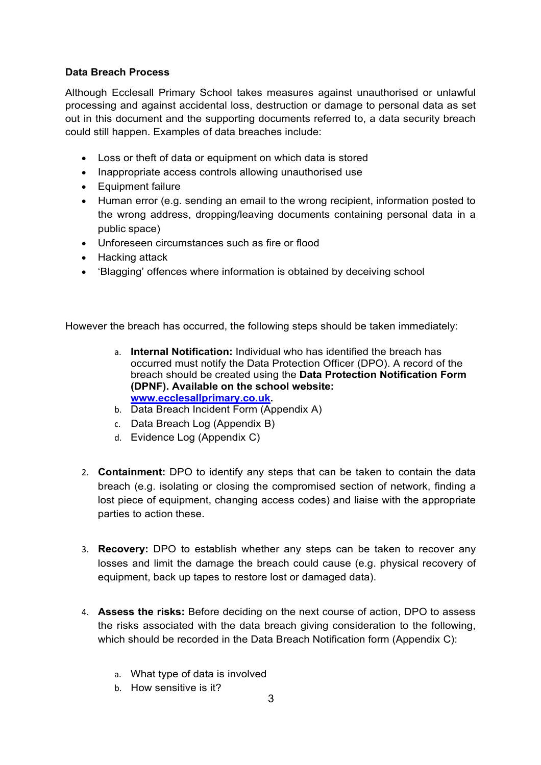**Data Breach Process**

Although Ecclesall Primary School takes measures against unauthorised or unlawful processing and against accidental loss, destruction or damage to personal data as set out in this document and the supporting documents referred to, a data security breach could still happen. Examples of data breaches include:

- Loss or theft of data or equipment on which data is stored
- Inappropriate access controls allowing unauthorised use
- Equipment failure
- Human error (e.g. sending an email to the wrong recipient, information posted to the wrong address, dropping/leaving documents containing personal data in a public space)
- Unforeseen circumstances such as fire or flood
- Hacking attack
- 'Blagging' offences where information is obtained by deceiving school

However the breach has occurred, the following steps should be taken immediately:

a. **Internal Notification:** Individual who has identified the breach has occurred must notify the Data Protection Officer (DPO). A record of the breach should be created using the **Data Protection Notification Form (DPNF). Available on the school website: [www.ecclesallprimary.co.uk](http://www.ecclesallprimary.co.uk).**
b. Data Breach Incident Form (Appendix A)
c. Data Breach Log (Appendix B)
d. Evidence Log (Appendix C)

2. **Containment:** DPO to identify any steps that can be taken to contain the data breach (e.g. isolating or closing the compromised section of network, finding a lost piece of equipment, changing access codes) and liaise with the appropriate parties to action these.

3. **Recovery:** DPO to establish whether any steps can be taken to recover any losses and limit the damage the breach could cause (e.g. physical recovery of equipment, back up tapes to restore lost or damaged data).

4. **Assess the risks:** Before deciding on the next course of action, DPO to assess the risks associated with the data breach giving consideration to the following, which should be recorded in the Data Breach Notification form (Appendix C):

   a. What type of data is involved
   b. How sensitive is it?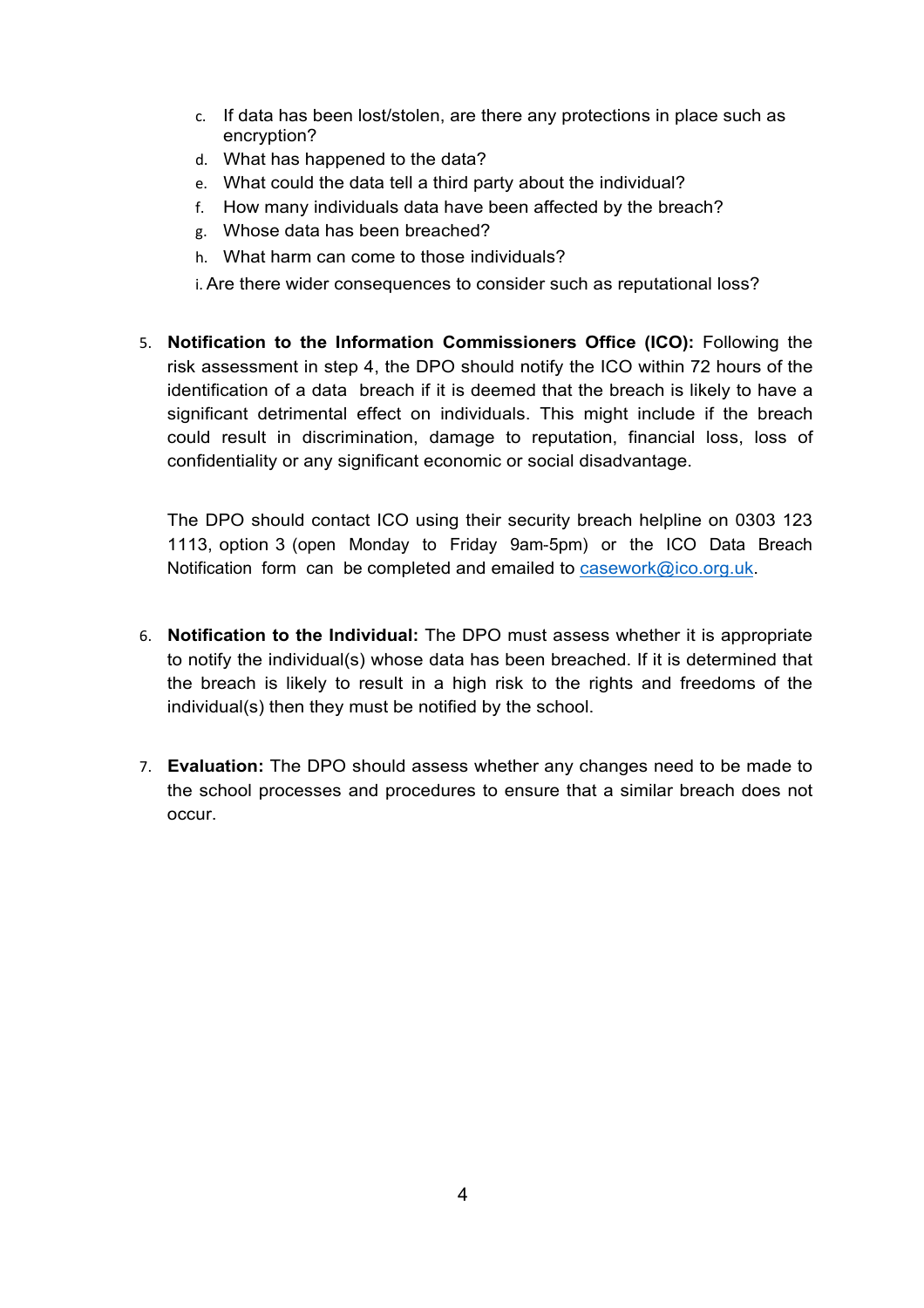c. If data has been lost/stolen, are there any protections in place such as encryption?
d. What has happened to the data?
e. What could the data tell a third party about the individual?
f. How many individuals data have been affected by the breach?
g. Whose data has been breached?
h. What harm can come to those individuals?
i. Are there wider consequences to consider such as reputational loss?

5. **Notification to the Information Commissioners Office (ICO):** Following the risk assessment in step 4, the DPO should notify the ICO within 72 hours of the identification of a data breach if it is deemed that the breach is likely to have a significant detrimental effect on individuals. This might include if the breach could result in discrimination, damage to reputation, financial loss, loss of confidentiality or any significant economic or social disadvantage.

   The DPO should contact ICO using their security breach helpline on 0303 123 1113, option 3 (open Monday to Friday 9am-5pm) or the ICO Data Breach Notification form can be completed and emailed to casework@ico.org.uk.

6. **Notification to the Individual:** The DPO must assess whether it is appropriate to notify the individual(s) whose data has been breached. If it is determined that the breach is likely to result in a high risk to the rights and freedoms of the individual(s) then they must be notified by the school.

7. **Evaluation:** The DPO should assess whether any changes need to be made to the school processes and procedures to ensure that a similar breach does not occur.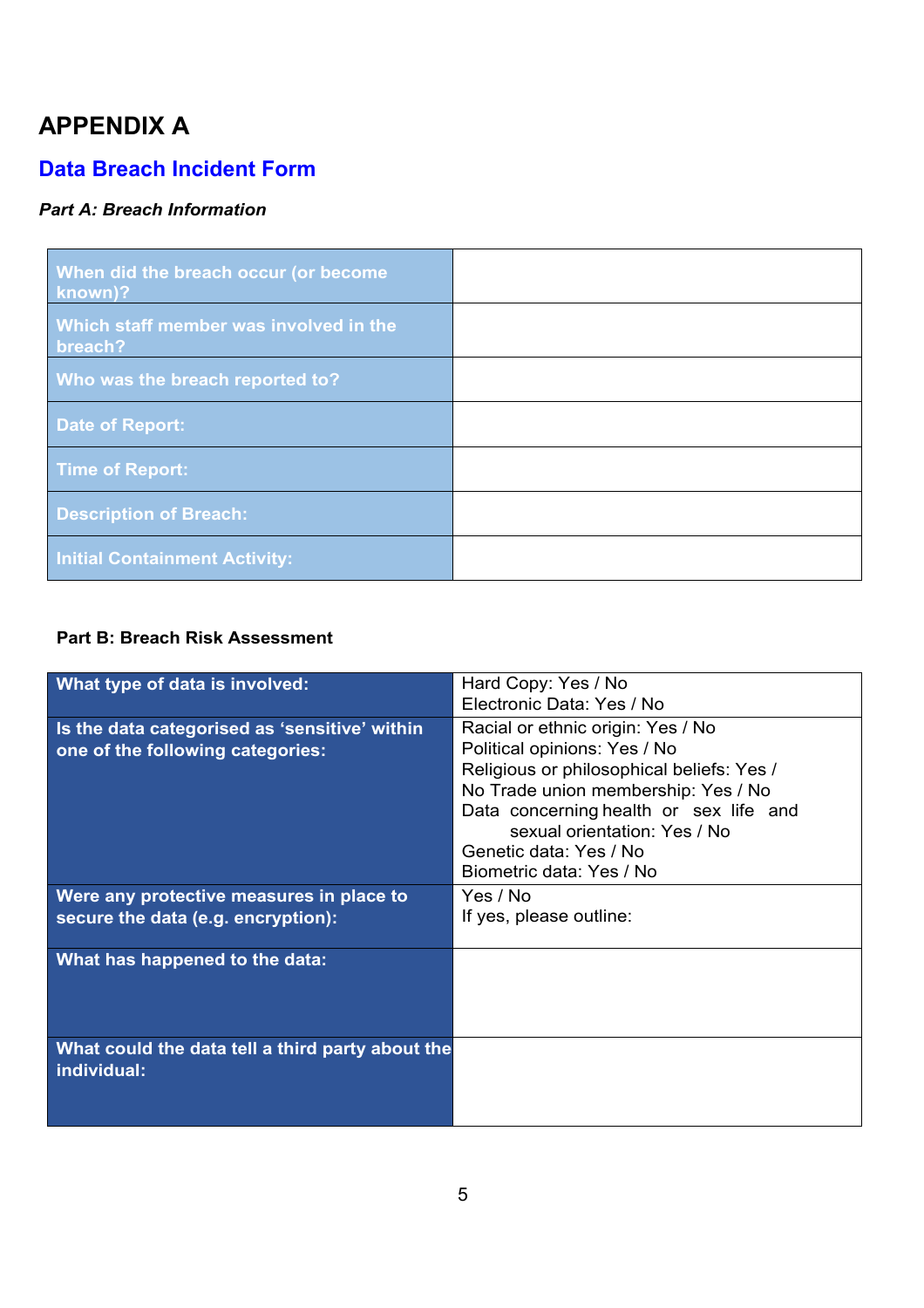# APPENDIX A

## Data Breach Incident Form

***Part A: Breach Information***

| | |
|---|---|
| When did the breach occur (or become known)? | |
| Which staff member was involved in the breach? | |
| Who was the breach reported to? | |
| Date of Report: | |
| Time of Report: | |
| Description of Breach: | |
| Initial Containment Activity: | |

**Part B: Breach Risk Assessment**

| | |
|---|---|
| **What type of data is involved:** | Hard Copy: Yes / No<br>Electronic Data: Yes / No |
| **Is the data categorised as 'sensitive' within one of the following categories:** | Racial or ethnic origin: Yes / No<br>Political opinions: Yes / No<br>Religious or philosophical beliefs: Yes / No<br>Trade union membership: Yes / No<br>Data concerning health or sex life and sexual orientation: Yes / No<br>Genetic data: Yes / No<br>Biometric data: Yes / No |
| **Were any protective measures in place to secure the data (e.g. encryption):** | Yes / No<br>If yes, please outline: |
| **What has happened to the data:** | |
| **What could the data tell a third party about the individual:** | |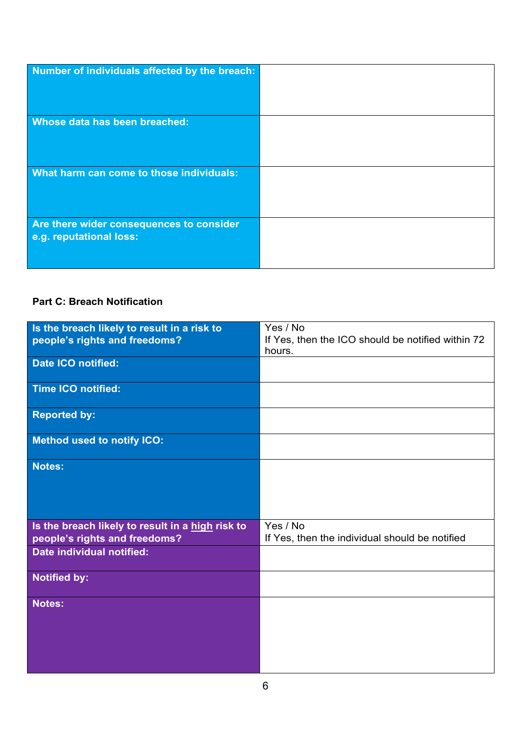| | |
|---|---|
| **Number of individuals affected by the breach:** | |
| **Whose data has been breached:** | |
| **What harm can come to those individuals:** | |
| **Are there wider consequences to consider e.g. reputational loss:** | |

**Part C: Breach Notification**

| | |
|---|---|
| **Is the breach likely to result in a risk to people's rights and freedoms?** | Yes / No<br>If Yes, then the ICO should be notified within 72 hours. |
| **Date ICO notified:** | |
| **Time ICO notified:** | |
| **Reported by:** | |
| **Method used to notify ICO:** | |
| **Notes:** | |
| **Is the breach likely to result in a <u>high</u> risk to people's rights and freedoms?** | Yes / No<br>If Yes, then the individual should be notified |
| **Date individual notified:** | |
| **Notified by:** | |
| **Notes:** | |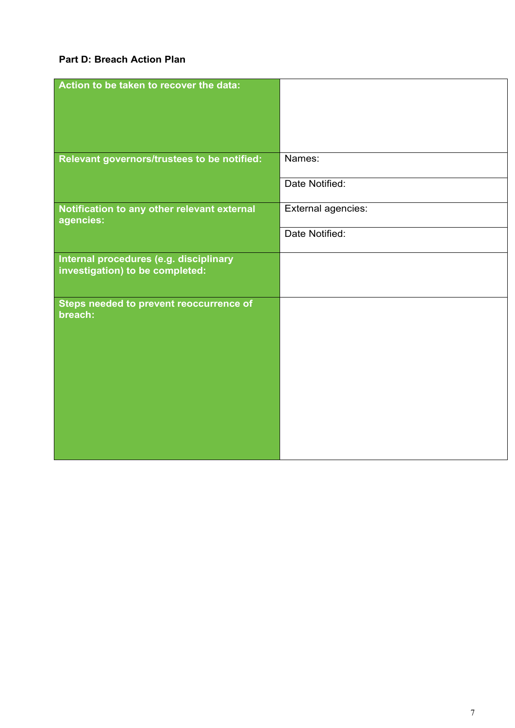**Part D: Breach Action Plan**

| | |
|---|---|
| **Action to be taken to recover the data:** | |
| **Relevant governors/trustees to be notified:** | Names: |
| | Date Notified: |
| **Notification to any other relevant external agencies:** | External agencies: |
| | Date Notified: |
| **Internal procedures (e.g. disciplinary investigation) to be completed:** | |
| **Steps needed to prevent reoccurrence of breach:** | |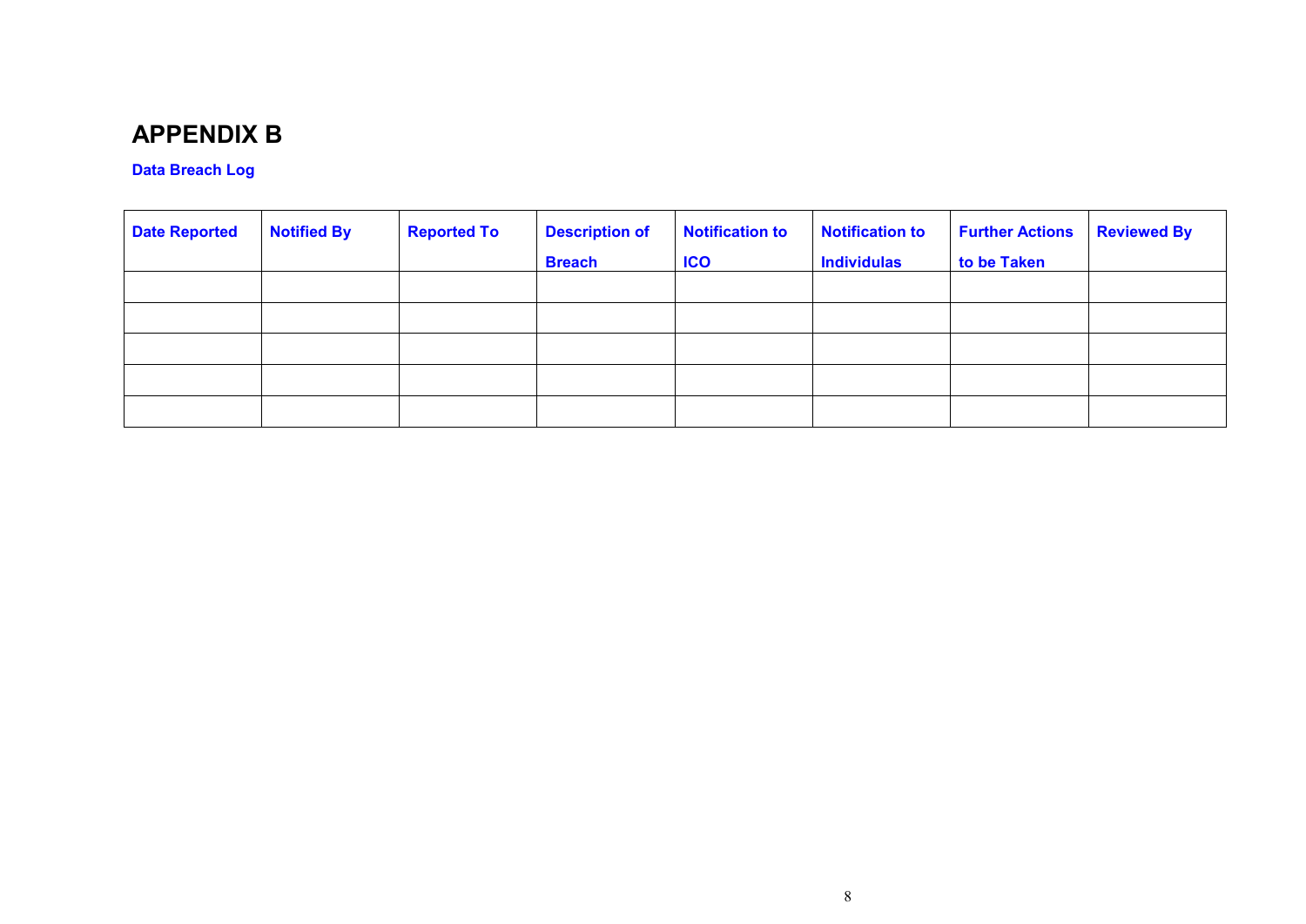# APPENDIX B

**Data Breach Log**

| Date Reported | Notified By | Reported To | Description of Breach | Notification to ICO | Notification to Individulas | Further Actions to be Taken | Reviewed By |
|---|---|---|---|---|---|---|---|
| | | | | | | | |
| | | | | | | | |
| | | | | | | | |
| | | | | | | | |
| | | | | | | | |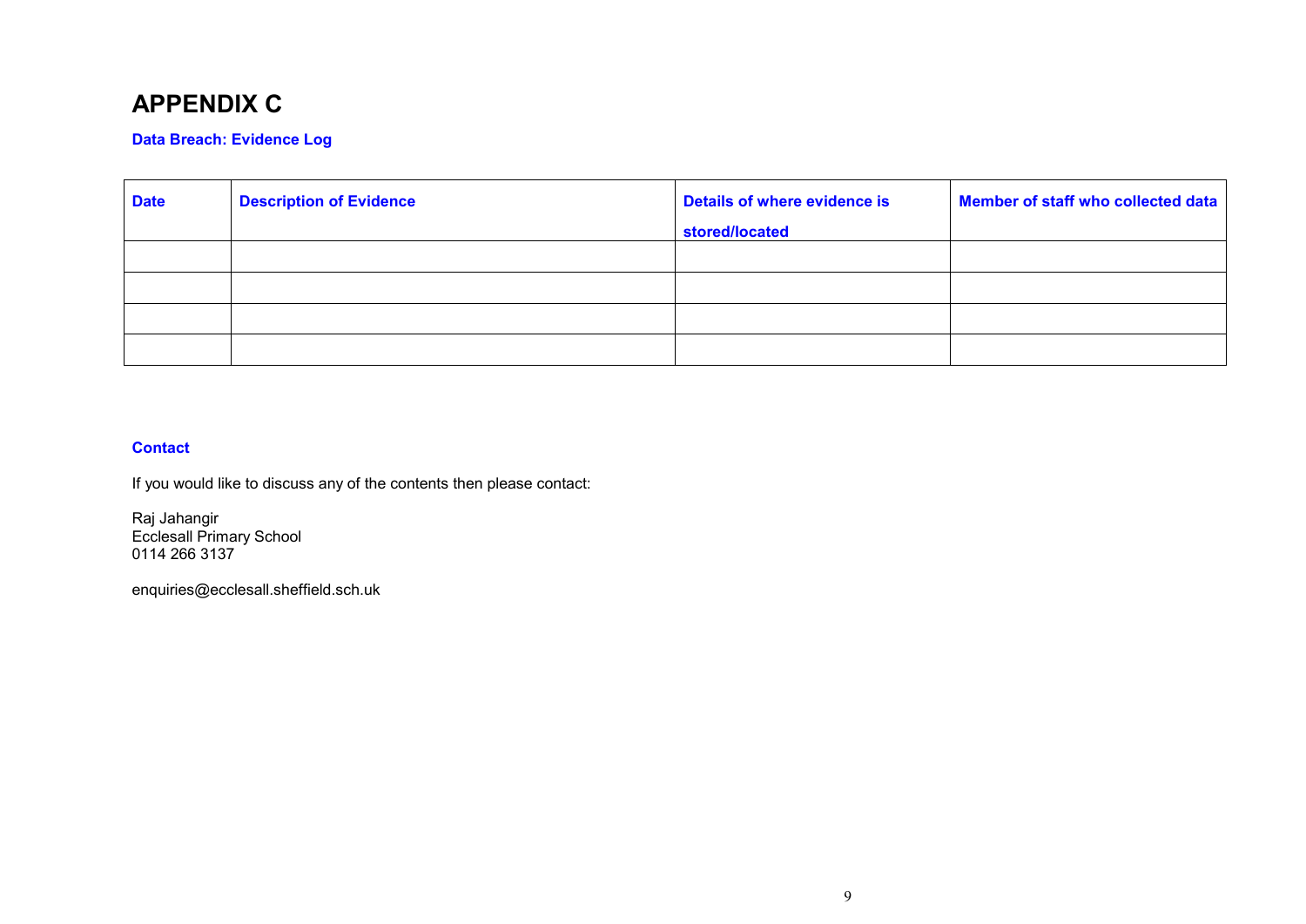# APPENDIX C

### Data Breach: Evidence Log

| Date | Description of Evidence | Details of where evidence is stored/located | Member of staff who collected data |
|---|---|---|---|
| | | | |
| | | | |
| | | | |
| | | | |

### Contact

If you would like to discuss any of the contents then please contact:

Raj Jahangir
Ecclesall Primary School
0114 266 3137

enquiries@ecclesall.sheffield.sch.uk